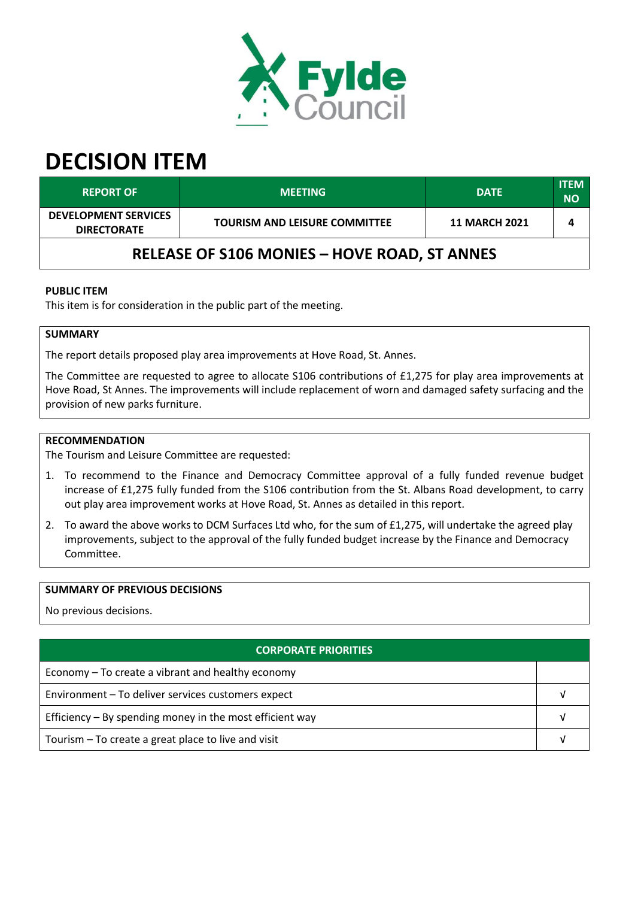# DECISION ITEM

| REPORT OF | MEETING | DATE | ITEM NO |
|---|---|---|---|
| DEVELOPMENT SERVICES DIRECTORATE | TOURISM AND LEISURE COMMITTEE | 11 MARCH 2021 | 4 |

## RELEASE OF S106 MONIES – HOVE ROAD, ST ANNES

**PUBLIC ITEM**

This item is for consideration in the public part of the meeting.

**SUMMARY**

The report details proposed play area improvements at Hove Road, St. Annes.

The Committee are requested to agree to allocate S106 contributions of £1,275 for play area improvements at Hove Road, St Annes. The improvements will include replacement of worn and damaged safety surfacing and the provision of new parks furniture.

**RECOMMENDATION**

The Tourism and Leisure Committee are requested:

1. To recommend to the Finance and Democracy Committee approval of a fully funded revenue budget increase of £1,275 fully funded from the S106 contribution from the St. Albans Road development, to carry out play area improvement works at Hove Road, St. Annes as detailed in this report.
2. To award the above works to DCM Surfaces Ltd who, for the sum of £1,275, will undertake the agreed play improvements, subject to the approval of the fully funded budget increase by the Finance and Democracy Committee.

**SUMMARY OF PREVIOUS DECISIONS**

No previous decisions.

| CORPORATE PRIORITIES | |
|---|---|
| Economy – To create a vibrant and healthy economy | |
| Environment – To deliver services customers expect | √ |
| Efficiency – By spending money in the most efficient way | √ |
| Tourism – To create a great place to live and visit | √ |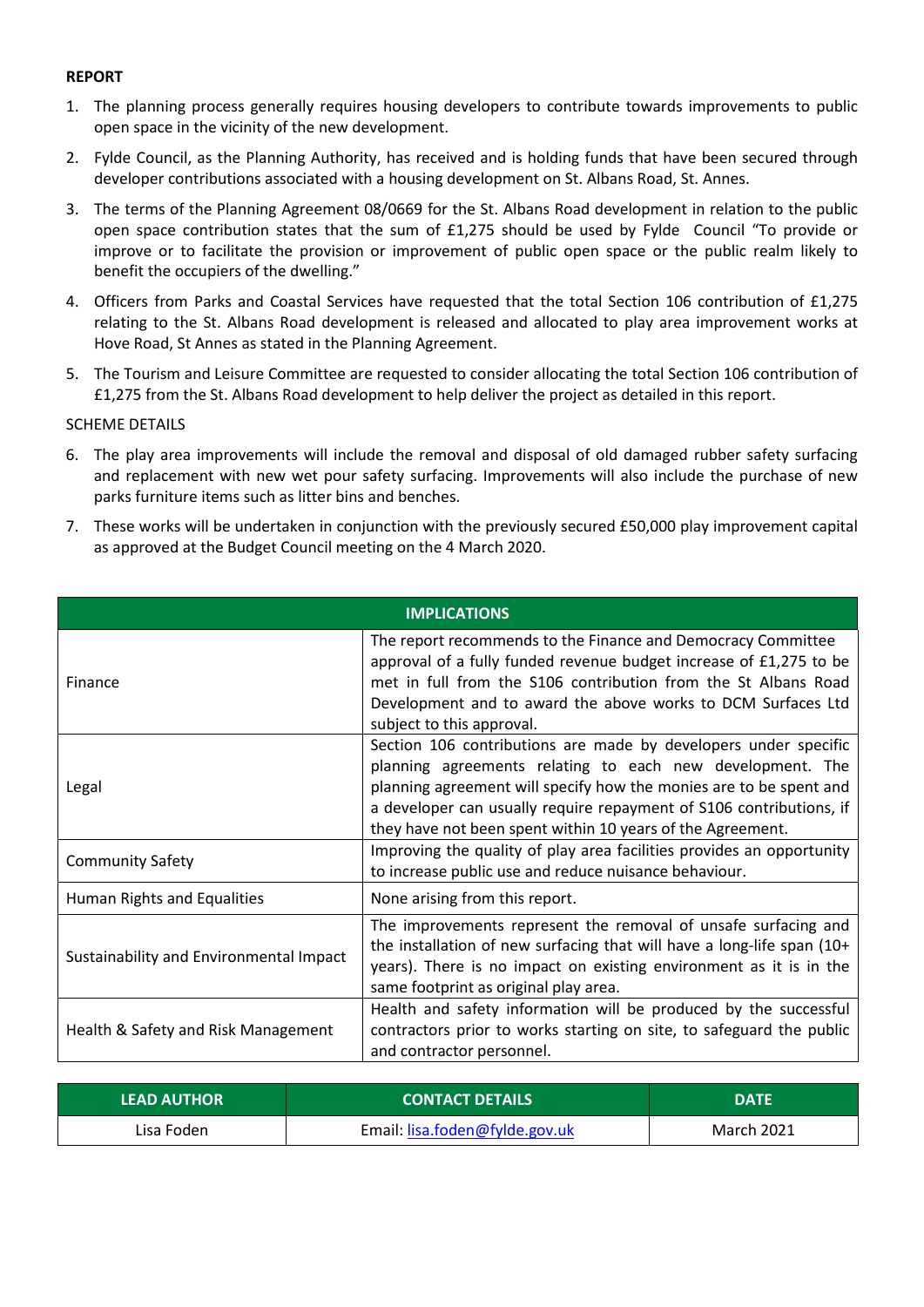**REPORT**

1. The planning process generally requires housing developers to contribute towards improvements to public open space in the vicinity of the new development.
2. Fylde Council, as the Planning Authority, has received and is holding funds that have been secured through developer contributions associated with a housing development on St. Albans Road, St. Annes.
3. The terms of the Planning Agreement 08/0669 for the St. Albans Road development in relation to the public open space contribution states that the sum of £1,275 should be used by Fylde Council "To provide or improve or to facilitate the provision or improvement of public open space or the public realm likely to benefit the occupiers of the dwelling."
4. Officers from Parks and Coastal Services have requested that the total Section 106 contribution of £1,275 relating to the St. Albans Road development is released and allocated to play area improvement works at Hove Road, St Annes as stated in the Planning Agreement.
5. The Tourism and Leisure Committee are requested to consider allocating the total Section 106 contribution of £1,275 from the St. Albans Road development to help deliver the project as detailed in this report.

SCHEME DETAILS

6. The play area improvements will include the removal and disposal of old damaged rubber safety surfacing and replacement with new wet pour safety surfacing. Improvements will also include the purchase of new parks furniture items such as litter bins and benches.
7. These works will be undertaken in conjunction with the previously secured £50,000 play improvement capital as approved at the Budget Council meeting on the 4 March 2020.

| IMPLICATIONS | |
|---|---|
| Finance | The report recommends to the Finance and Democracy Committee approval of a fully funded revenue budget increase of £1,275 to be met in full from the S106 contribution from the St Albans Road Development and to award the above works to DCM Surfaces Ltd subject to this approval. |
| Legal | Section 106 contributions are made by developers under specific planning agreements relating to each new development. The planning agreement will specify how the monies are to be spent and a developer can usually require repayment of S106 contributions, if they have not been spent within 10 years of the Agreement. |
| Community Safety | Improving the quality of play area facilities provides an opportunity to increase public use and reduce nuisance behaviour. |
| Human Rights and Equalities | None arising from this report. |
| Sustainability and Environmental Impact | The improvements represent the removal of unsafe surfacing and the installation of new surfacing that will have a long-life span (10+ years). There is no impact on existing environment as it is in the same footprint as original play area. |
| Health & Safety and Risk Management | Health and safety information will be produced by the successful contractors prior to works starting on site, to safeguard the public and contractor personnel. |

| LEAD AUTHOR | CONTACT DETAILS | DATE |
|---|---|---|
| Lisa Foden | Email: lisa.foden@fylde.gov.uk | March 2021 |